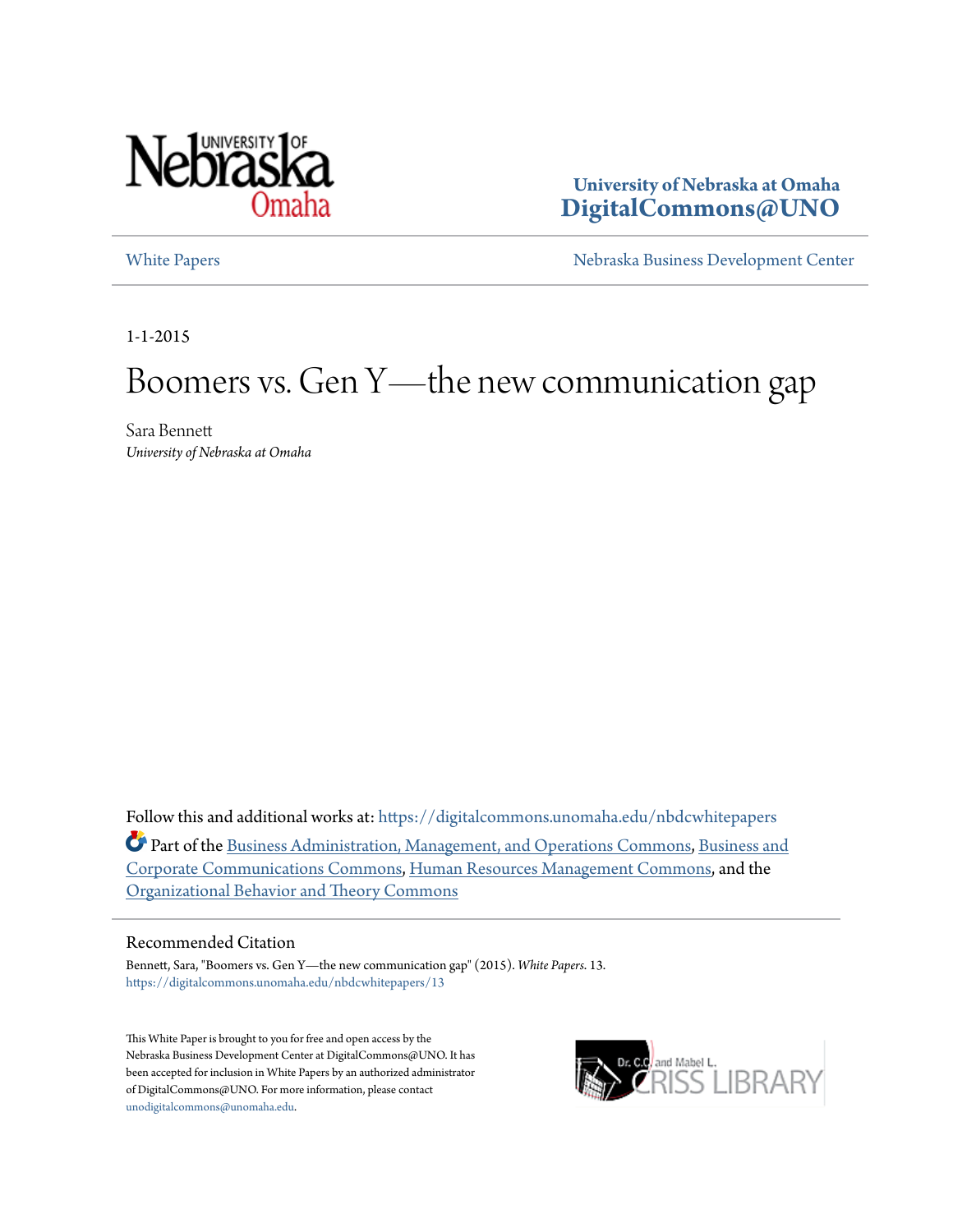University of Nebraska at Omaha
**DigitalCommons@UNO**

White Papers | Nebraska Business Development Center

1-1-2015

# Boomers vs. Gen Y—the new communication gap

Sara Bennett
*University of Nebraska at Omaha*

Follow this and additional works at: https://digitalcommons.unomaha.edu/nbdcwhitepapers

Part of the Business Administration, Management, and Operations Commons, Business and Corporate Communications Commons, Human Resources Management Commons, and the Organizational Behavior and Theory Commons

## Recommended Citation

Bennett, Sara, "Boomers vs. Gen Y—the new communication gap" (2015). *White Papers*. 13.
https://digitalcommons.unomaha.edu/nbdcwhitepapers/13

This White Paper is brought to you for free and open access by the Nebraska Business Development Center at DigitalCommons@UNO. It has been accepted for inclusion in White Papers by an authorized administrator of DigitalCommons@UNO. For more information, please contact unodigitalcommons@unomaha.edu.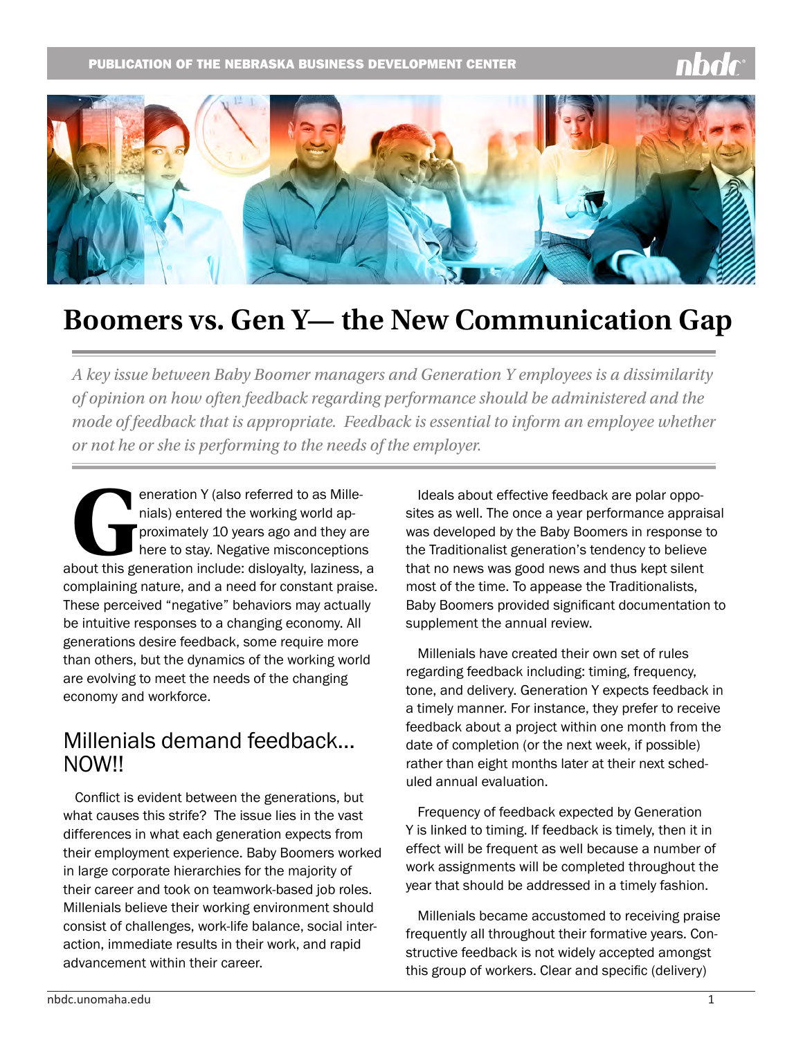# Boomers vs. Gen Y— the New Communication Gap

*A key issue between Baby Boomer managers and Generation Y employees is a dissimilarity of opinion on how often feedback regarding performance should be administered and the mode of feedback that is appropriate. Feedback is essential to inform an employee whether or not he or she is performing to the needs of the employer.*

Generation Y (also referred to as Millenials) entered the working world approximately 10 years ago and they are here to stay. Negative misconceptions about this generation include: disloyalty, laziness, a complaining nature, and a need for constant praise. These perceived "negative" behaviors may actually be intuitive responses to a changing economy. All generations desire feedback, some require more than others, but the dynamics of the working world are evolving to meet the needs of the changing economy and workforce.

## Millenials demand feedback... NOW!!

Conflict is evident between the generations, but what causes this strife? The issue lies in the vast differences in what each generation expects from their employment experience. Baby Boomers worked in large corporate hierarchies for the majority of their career and took on teamwork-based job roles. Millenials believe their working environment should consist of challenges, work-life balance, social interaction, immediate results in their work, and rapid advancement within their career.

Ideals about effective feedback are polar opposites as well. The once a year performance appraisal was developed by the Baby Boomers in response to the Traditionalist generation's tendency to believe that no news was good news and thus kept silent most of the time. To appease the Traditionalists, Baby Boomers provided significant documentation to supplement the annual review.

Millenials have created their own set of rules regarding feedback including: timing, frequency, tone, and delivery. Generation Y expects feedback in a timely manner. For instance, they prefer to receive feedback about a project within one month from the date of completion (or the next week, if possible) rather than eight months later at their next scheduled annual evaluation.

Frequency of feedback expected by Generation Y is linked to timing. If feedback is timely, then it in effect will be frequent as well because a number of work assignments will be completed throughout the year that should be addressed in a timely fashion.

Millenials became accustomed to receiving praise frequently all throughout their formative years. Constructive feedback is not widely accepted amongst this group of workers. Clear and specific (delivery)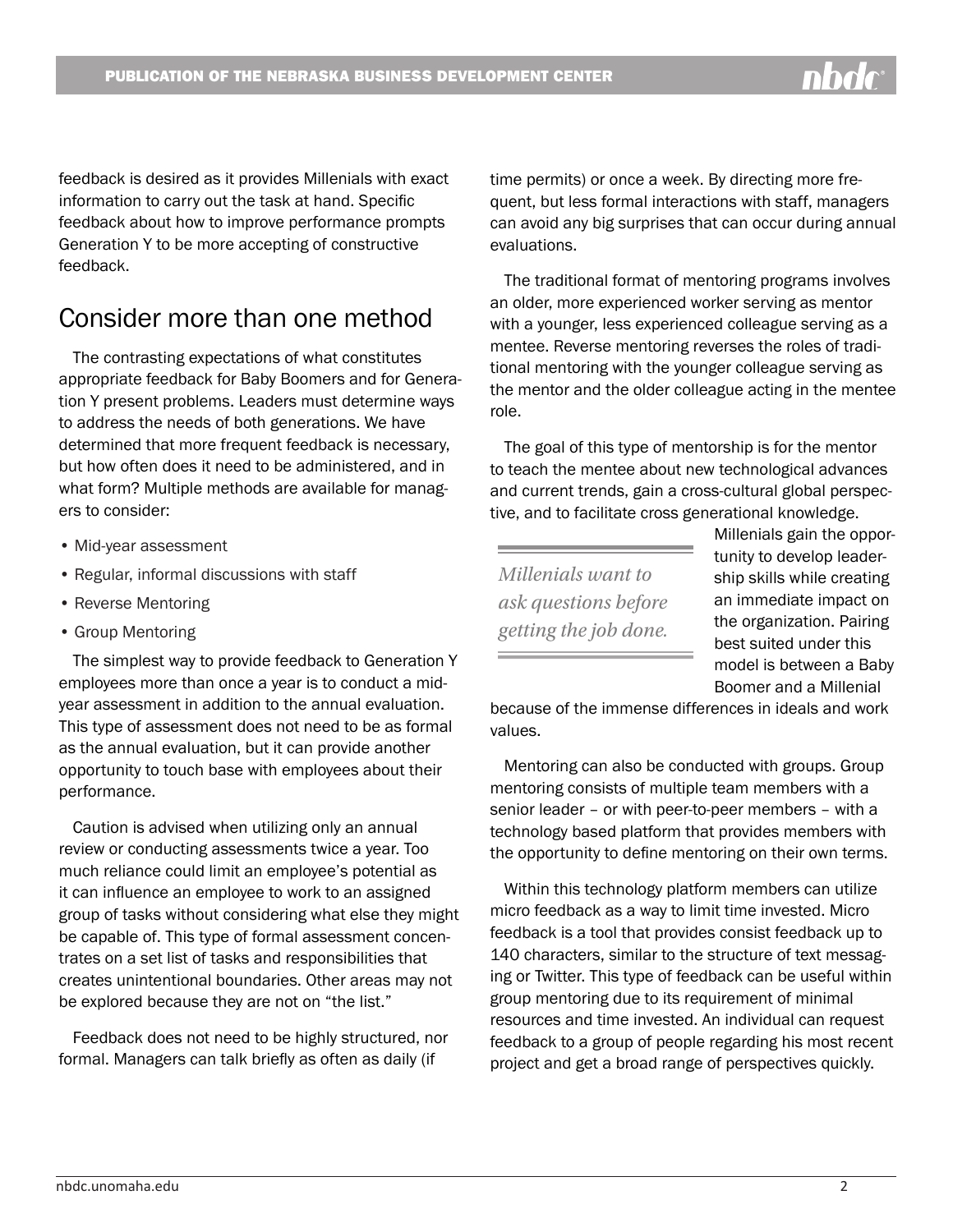feedback is desired as it provides Millenials with exact information to carry out the task at hand. Specific feedback about how to improve performance prompts Generation Y to be more accepting of constructive feedback.

## Consider more than one method

The contrasting expectations of what constitutes appropriate feedback for Baby Boomers and for Generation Y present problems. Leaders must determine ways to address the needs of both generations. We have determined that more frequent feedback is necessary, but how often does it need to be administered, and in what form? Multiple methods are available for managers to consider:

- Mid-year assessment
- Regular, informal discussions with staff
- Reverse Mentoring
- Group Mentoring

The simplest way to provide feedback to Generation Y employees more than once a year is to conduct a mid-year assessment in addition to the annual evaluation. This type of assessment does not need to be as formal as the annual evaluation, but it can provide another opportunity to touch base with employees about their performance.

Caution is advised when utilizing only an annual review or conducting assessments twice a year. Too much reliance could limit an employee's potential as it can influence an employee to work to an assigned group of tasks without considering what else they might be capable of. This type of formal assessment concentrates on a set list of tasks and responsibilities that creates unintentional boundaries. Other areas may not be explored because they are not on "the list."

Feedback does not need to be highly structured, nor formal. Managers can talk briefly as often as daily (if time permits) or once a week. By directing more frequent, but less formal interactions with staff, managers can avoid any big surprises that can occur during annual evaluations.

The traditional format of mentoring programs involves an older, more experienced worker serving as mentor with a younger, less experienced colleague serving as a mentee. Reverse mentoring reverses the roles of traditional mentoring with the younger colleague serving as the mentor and the older colleague acting in the mentee role.

The goal of this type of mentorship is for the mentor to teach the mentee about new technological advances and current trends, gain a cross-cultural global perspective, and to facilitate cross generational knowledge. Millenials gain the opportunity to develop leadership skills while creating an immediate impact on the organization. Pairing best suited under this model is between a Baby Boomer and a Millenial because of the immense differences in ideals and work values.

> *Millenials want to ask questions before getting the job done.*

Mentoring can also be conducted with groups. Group mentoring consists of multiple team members with a senior leader – or with peer-to-peer members – with a technology based platform that provides members with the opportunity to define mentoring on their own terms.

Within this technology platform members can utilize micro feedback as a way to limit time invested. Micro feedback is a tool that provides consist feedback up to 140 characters, similar to the structure of text messaging or Twitter. This type of feedback can be useful within group mentoring due to its requirement of minimal resources and time invested. An individual can request feedback to a group of people regarding his most recent project and get a broad range of perspectives quickly.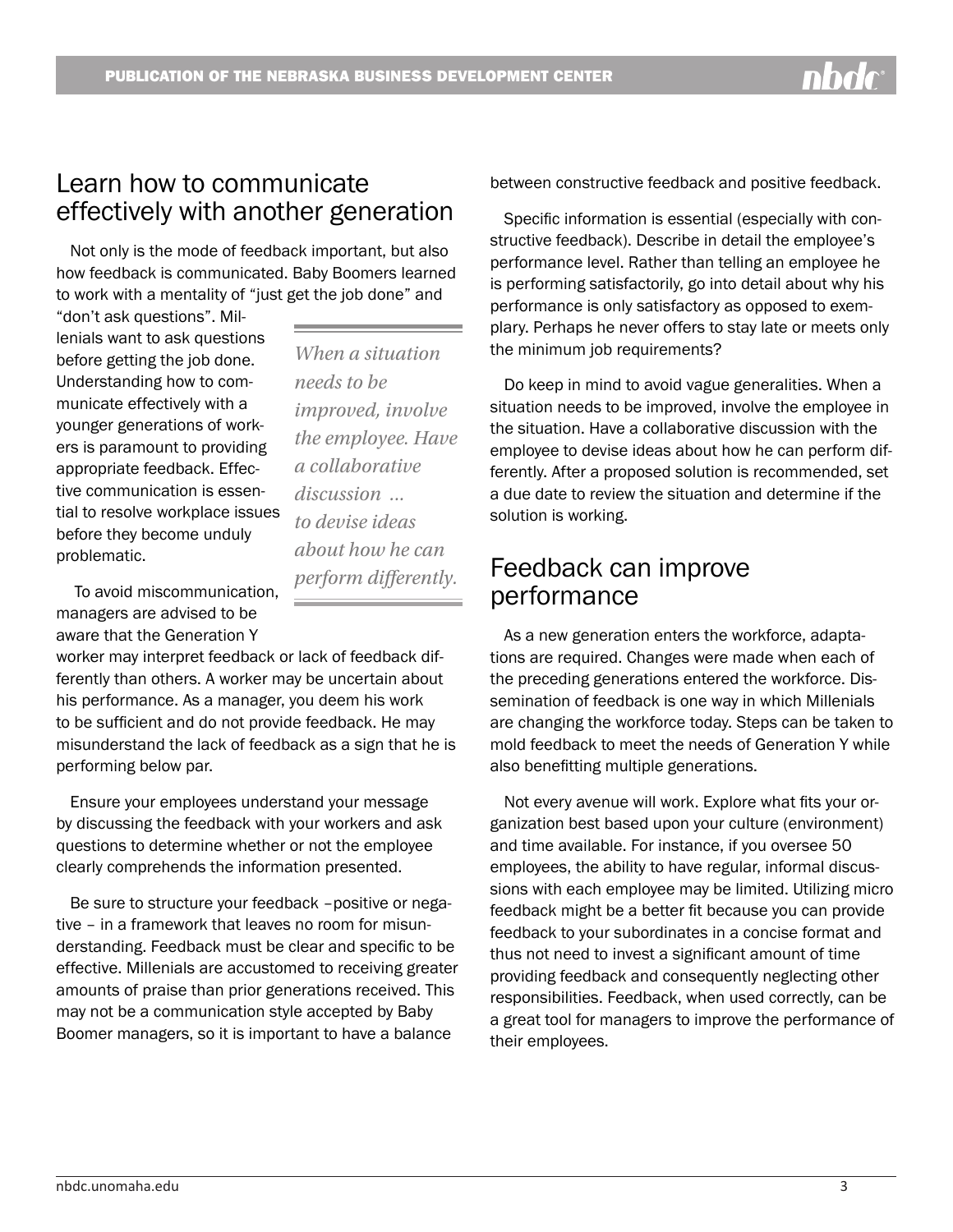## Learn how to communicate effectively with another generation

Not only is the mode of feedback important, but also how feedback is communicated. Baby Boomers learned to work with a mentality of "just get the job done" and "don't ask questions". Millenials want to ask questions before getting the job done. Understanding how to communicate effectively with a younger generations of workers is paramount to providing appropriate feedback. Effective communication is essential to resolve workplace issues before they become unduly problematic.

> *When a situation needs to be improved, involve the employee. Have a collaborative discussion ... to devise ideas about how he can perform differently.*

To avoid miscommunication, managers are advised to be aware that the Generation Y worker may interpret feedback or lack of feedback differently than others. A worker may be uncertain about his performance. As a manager, you deem his work to be sufficient and do not provide feedback. He may misunderstand the lack of feedback as a sign that he is performing below par.

Ensure your employees understand your message by discussing the feedback with your workers and ask questions to determine whether or not the employee clearly comprehends the information presented.

Be sure to structure your feedback –positive or negative – in a framework that leaves no room for misunderstanding. Feedback must be clear and specific to be effective. Millenials are accustomed to receiving greater amounts of praise than prior generations received. This may not be a communication style accepted by Baby Boomer managers, so it is important to have a balance between constructive feedback and positive feedback.

Specific information is essential (especially with constructive feedback). Describe in detail the employee's performance level. Rather than telling an employee he is performing satisfactorily, go into detail about why his performance is only satisfactory as opposed to exemplary. Perhaps he never offers to stay late or meets only the minimum job requirements?

Do keep in mind to avoid vague generalities. When a situation needs to be improved, involve the employee in the situation. Have a collaborative discussion with the employee to devise ideas about how he can perform differently. After a proposed solution is recommended, set a due date to review the situation and determine if the solution is working.

## Feedback can improve performance

As a new generation enters the workforce, adaptations are required. Changes were made when each of the preceding generations entered the workforce. Dissemination of feedback is one way in which Millenials are changing the workforce today. Steps can be taken to mold feedback to meet the needs of Generation Y while also benefitting multiple generations.

Not every avenue will work. Explore what fits your organization best based upon your culture (environment) and time available. For instance, if you oversee 50 employees, the ability to have regular, informal discussions with each employee may be limited. Utilizing micro feedback might be a better fit because you can provide feedback to your subordinates in a concise format and thus not need to invest a significant amount of time providing feedback and consequently neglecting other responsibilities. Feedback, when used correctly, can be a great tool for managers to improve the performance of their employees.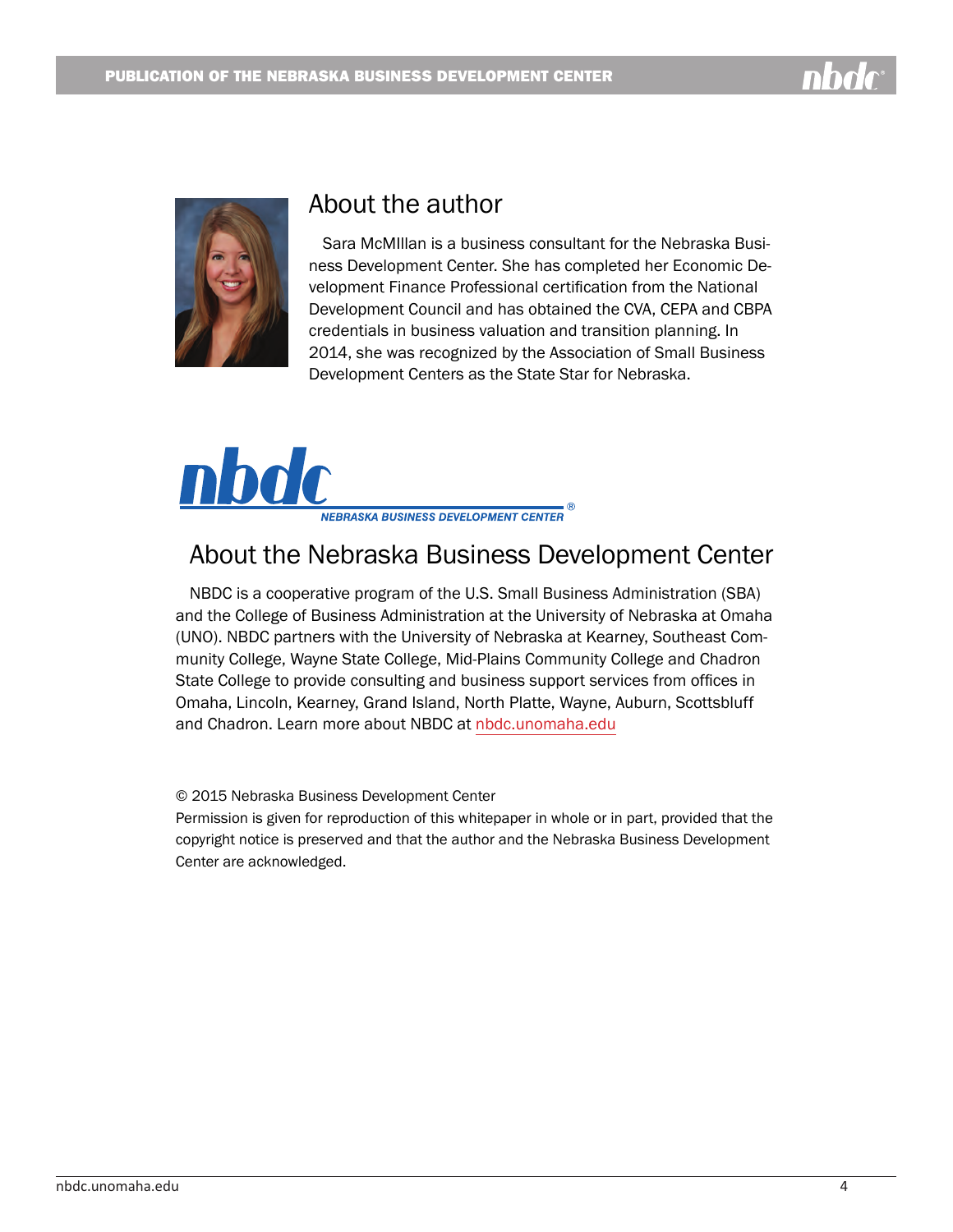## About the author

Sara McMIllan is a business consultant for the Nebraska Business Development Center. She has completed her Economic Development Finance Professional certification from the National Development Council and has obtained the CVA, CEPA and CBPA credentials in business valuation and transition planning. In 2014, she was recognized by the Association of Small Business Development Centers as the State Star for Nebraska.

## About the Nebraska Business Development Center

NBDC is a cooperative program of the U.S. Small Business Administration (SBA) and the College of Business Administration at the University of Nebraska at Omaha (UNO). NBDC partners with the University of Nebraska at Kearney, Southeast Community College, Wayne State College, Mid-Plains Community College and Chadron State College to provide consulting and business support services from offices in Omaha, Lincoln, Kearney, Grand Island, North Platte, Wayne, Auburn, Scottsbluff and Chadron. Learn more about NBDC at nbdc.unomaha.edu

© 2015 Nebraska Business Development Center
Permission is given for reproduction of this whitepaper in whole or in part, provided that the copyright notice is preserved and that the author and the Nebraska Business Development Center are acknowledged.